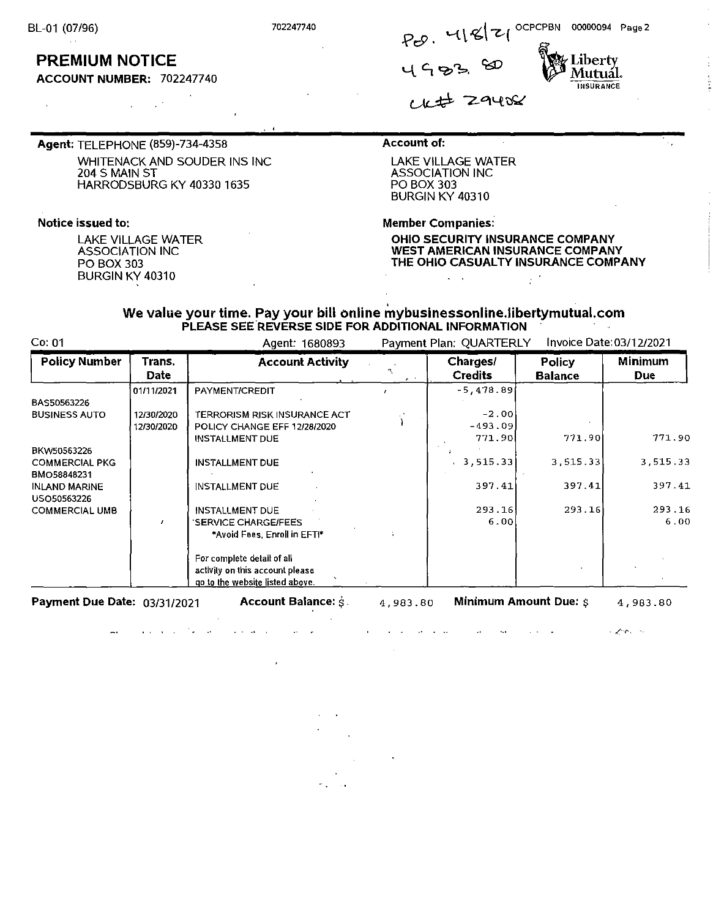BL-01 (07/96)

702247740

Pd. 4/8/21 OCPCPBN 00000094 Page 2

4983.80

ck# 29408

Liberty Mutual. INSURANCE

# PREMIUM NOTICE

**ACCOUNT NUMBER:** 702247740

**Agent:** TELEPHONE (859)-734-4358

WHITENACK AND SOUDER INS INC
204 S MAIN ST
HARRODSBURG KY 40330 1635

**Account of:**

LAKE VILLAGE WATER
ASSOCIATION INC
PO BOX 303
BURGIN KY 40310

**Notice issued to:**

LAKE VILLAGE WATER
ASSOCIATION INC
PO BOX 303
BURGIN KY 40310

**Member Companies:**

**OHIO SECURITY INSURANCE COMPANY**
**WEST AMERICAN INSURANCE COMPANY**
**THE OHIO CASUALTY INSURANCE COMPANY**

**We value your time. Pay your bill online mybusinessonline.libertymutual.com**
**PLEASE SEE REVERSE SIDE FOR ADDITIONAL INFORMATION**

Co: 01 | Agent: 1680893 | Payment Plan: QUARTERLY | Invoice Date: 03/12/2021

| Policy Number | Trans. Date | Account Activity | Charges/ Credits | Policy Balance | Minimum Due |
|---|---|---|---|---|---|
| | 01/11/2021 | PAYMENT/CREDIT | -5,478.89 | | |
| BAS50563226 BUSINESS AUTO | 12/30/2020 | TERRORISM RISK INSURANCE ACT | -2.00 | | |
| | 12/30/2020 | POLICY CHANGE EFF 12/28/2020 | -493.09 | | |
| | | INSTALLMENT DUE | 771.90 | 771.90 | 771.90 |
| BKW50563226 COMMERCIAL PKG | | INSTALLMENT DUE | 3,515.33 | 3,515.33 | 3,515.33 |
| BMO58848231 INLAND MARINE | | INSTALLMENT DUE | 397.41 | 397.41 | 397.41 |
| USO50563226 COMMERCIAL UMB | | INSTALLMENT DUE | 293.16 | 293.16 | 293.16 |
| | | SERVICE CHARGE/FEES *Avoid Fees, Enroll in EFT!* | 6.00 | | 6.00 |
| | | For complete detail of all activity on this account please go to the website listed above. | | | |

**Payment Due Date:** 03/31/2021 **Account Balance:** $ 4,983.80 **Minimum Amount Due:** $ 4,983.80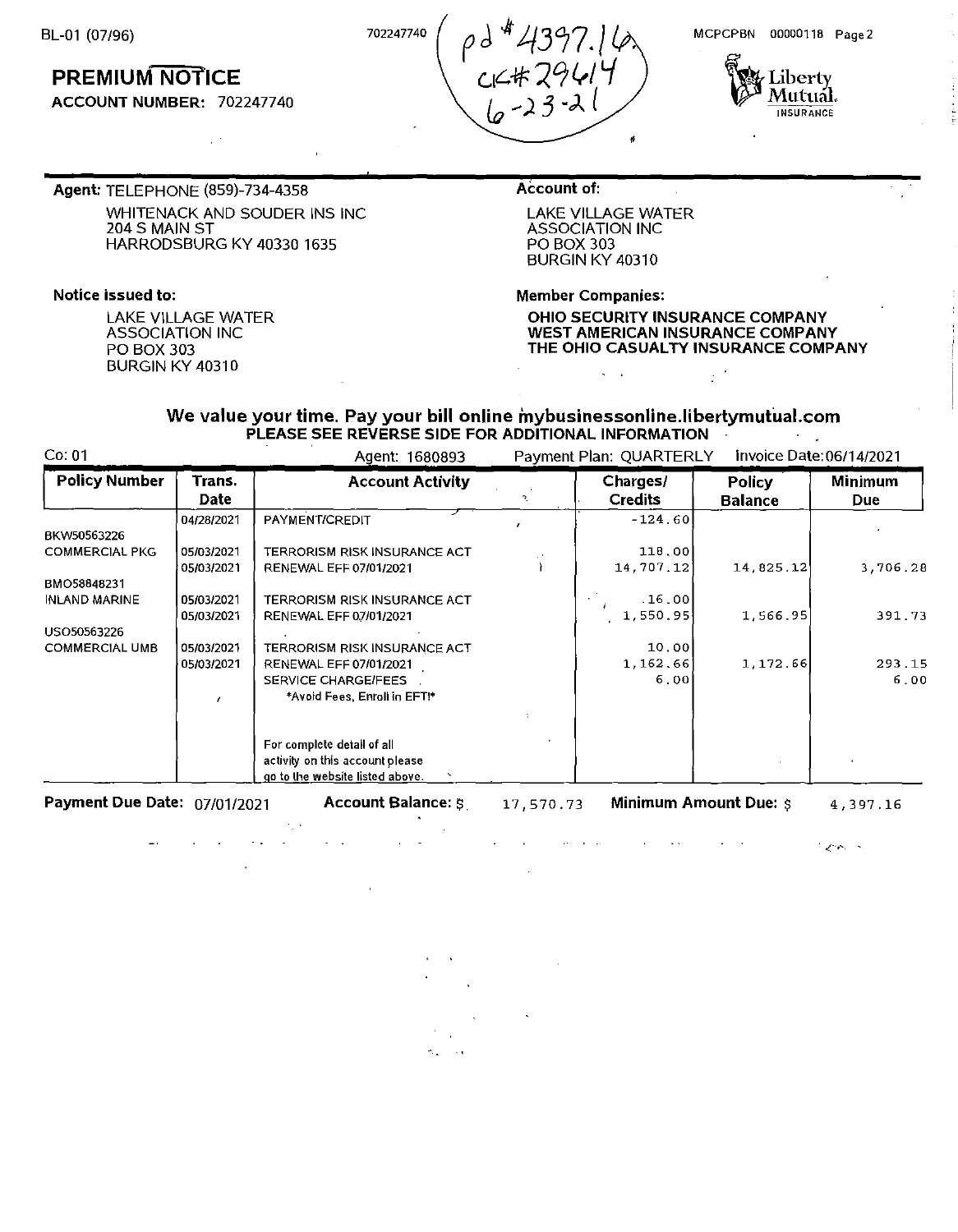BL-01 (07/96) 702247740 MCPCPBN 00000118

pd # 4397.16
ck# 29614
6-23-21

# PREMIUM NOTICE

**ACCOUNT NUMBER:** 702247740

Liberty Mutual. INSURANCE

**Agent:** TELEPHONE (859)-734-4358

WHITENACK AND SOUDER INS INC
204 S MAIN ST
HARRODSBURG KY 40330 1635

**Account of:**

LAKE VILLAGE WATER
ASSOCIATION INC
PO BOX 303
BURGIN KY 40310

**Notice issued to:**

LAKE VILLAGE WATER
ASSOCIATION INC
PO BOX 303
BURGIN KY 40310

**Member Companies:**

**OHIO SECURITY INSURANCE COMPANY**
**WEST AMERICAN INSURANCE COMPANY**
**THE OHIO CASUALTY INSURANCE COMPANY**

**We value your time. Pay your bill online mybusinessonline.libertymutual.com**
**PLEASE SEE REVERSE SIDE FOR ADDITIONAL INFORMATION**

Co: 01 Agent: 1680893 Payment Plan: QUARTERLY Invoice Date: 06/14/2021

| Policy Number | Trans. Date | Account Activity | Charges/ Credits | Policy Balance | Minimum Due |
|---|---|---|---|---|---|
| | 04/28/2021 | PAYMENT/CREDIT | -124.60 | | |
| BKW50563226 | | | | | |
| COMMERCIAL PKG | 05/03/2021 | TERRORISM RISK INSURANCE ACT | 118.00 | | |
| | 05/03/2021 | RENEWAL EFF 07/01/2021 | 14,707.12 | 14,825.12 | 3,706.28 |
| BMO58848231 | | | | | |
| INLAND MARINE | 05/03/2021 | TERRORISM RISK INSURANCE ACT | 16.00 | | |
| | 05/03/2021 | RENEWAL EFF 07/01/2021 | 1,550.95 | 1,566.95 | 391.73 |
| USO50563226 | | | | | |
| COMMERCIAL UMB | 05/03/2021 | TERRORISM RISK INSURANCE ACT | 10.00 | | |
| | 05/03/2021 | RENEWAL EFF 07/01/2021 | 1,162.66 | 1,172.66 | 293.15 |
| | | SERVICE CHARGE/FEES | 6.00 | | 6.00 |
| | | *Avoid Fees, Enroll in EFT!* | | | |
| | | For complete detail of all activity on this account please go to the website listed above. | | | |

**Payment Due Date:** 07/01/2021 **Account Balance:** $ 17,570.73 **Minimum Amount Due:** $ 4,397.16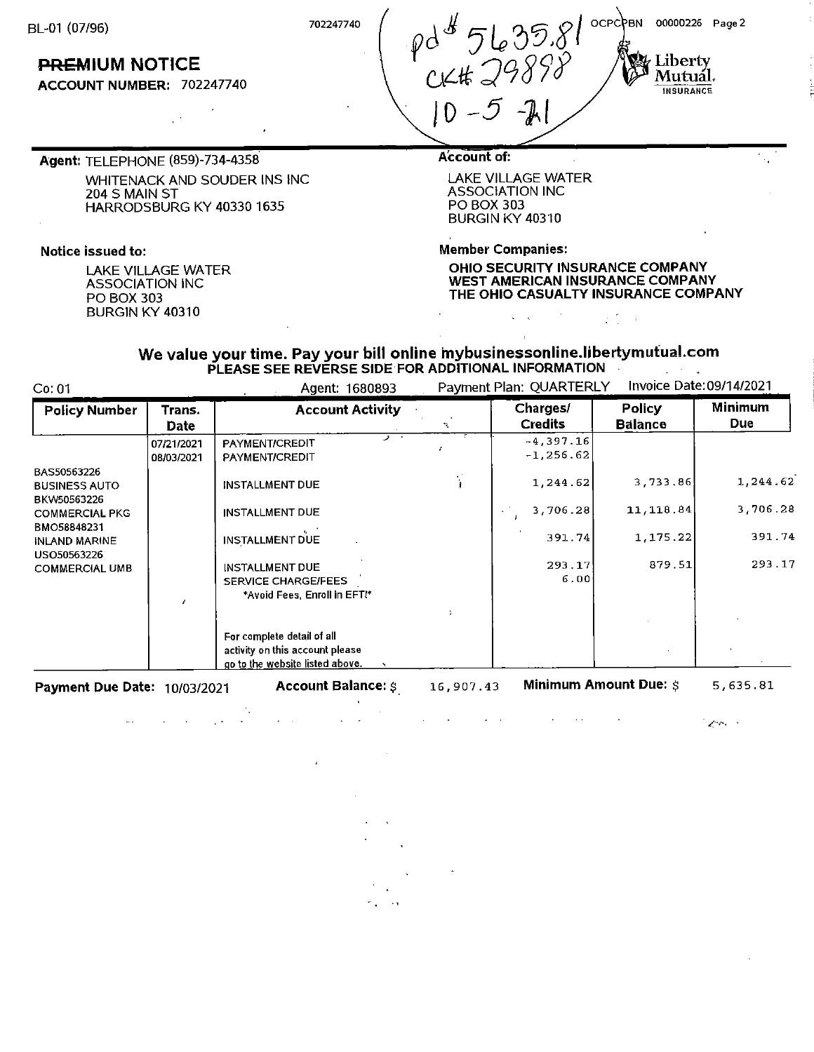BL-01 (07/96)

702247740

pd # 5635.81
CK# 29898
10-5-21

OCPCPBN 00000226

Liberty Mutual. INSURANCE

## PREMIUM NOTICE

**ACCOUNT NUMBER:** 702247740

**Agent:** TELEPHONE (859)-734-4358

WHITENACK AND SOUDER INS INC
204 S MAIN ST
HARRODSBURG KY 40330 1635

**Account of:**

LAKE VILLAGE WATER
ASSOCIATION INC
PO BOX 303
BURGIN KY 40310

**Notice issued to:**

LAKE VILLAGE WATER
ASSOCIATION INC
PO BOX 303
BURGIN KY 40310

**Member Companies:**

**OHIO SECURITY INSURANCE COMPANY**
**WEST AMERICAN INSURANCE COMPANY**
**THE OHIO CASUALTY INSURANCE COMPANY**

**We value your time. Pay your bill online mybusinessonline.libertymutual.com**
**PLEASE SEE REVERSE SIDE FOR ADDITIONAL INFORMATION**

Co: 01 | Agent: 1680893 | Payment Plan: QUARTERLY | Invoice Date: 09/14/2021

| Policy Number | Trans. Date | Account Activity | Charges/ Credits | Policy Balance | Minimum Due |
|---|---|---|---|---|---|
| | 07/21/2021 | PAYMENT/CREDIT | -4,397.16 | | |
| | 08/03/2021 | PAYMENT/CREDIT | -1,256.62 | | |
| BAS50563226 BUSINESS AUTO | | INSTALLMENT DUE | 1,244.62 | 3,733.86 | 1,244.62 |
| BKW50563226 COMMERCIAL PKG | | INSTALLMENT DUE | 3,706.28 | 11,118.84 | 3,706.28 |
| BMO58848231 INLAND MARINE | | INSTALLMENT DUE | 391.74 | 1,175.22 | 391.74 |
| USO50563226 COMMERCIAL UMB | | INSTALLMENT DUE | 293.17 | 879.51 | 293.17 |
| | | SERVICE CHARGE/FEES *Avoid Fees, Enroll in EFT!* | 6.00 | | |
| | | For complete detail of all activity on this account please go to the website listed above. | | | |

**Payment Due Date:** 10/03/2021 **Account Balance:** $ 16,907.43 **Minimum Amount Due:** $ 5,635.81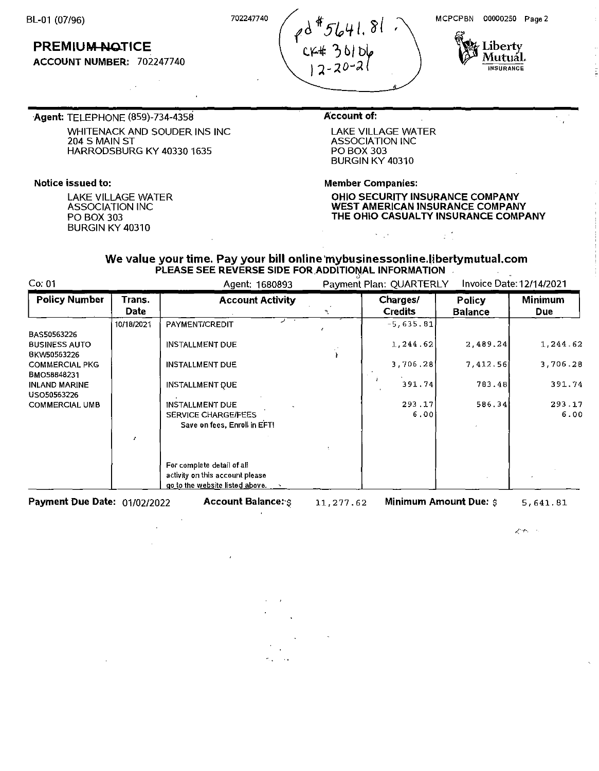BL-01 (07/96) 702247740 MCPCPBN 00000250

pd # 5641.81
CK# 30106
12-20-21

# PREMIUM NOTICE

**ACCOUNT NUMBER:** 702247740

Liberty Mutual. INSURANCE

**Agent:** TELEPHONE (859)-734-4358

WHITENACK AND SOUDER INS INC
204 S MAIN ST
HARRODSBURG KY 40330 1635

**Account of:**

LAKE VILLAGE WATER
ASSOCIATION INC
PO BOX 303
BURGIN KY 40310

**Notice issued to:**

LAKE VILLAGE WATER
ASSOCIATION INC
PO BOX 303
BURGIN KY 40310

**Member Companies:**

**OHIO SECURITY INSURANCE COMPANY**
**WEST AMERICAN INSURANCE COMPANY**
**THE OHIO CASUALTY INSURANCE COMPANY**

**We value your time. Pay your bill online mybusinessonline.libertymutual.com**
**PLEASE SEE REVERSE SIDE FOR ADDITIONAL INFORMATION**

Co: 01 Agent: 1680893 Payment Plan: QUARTERLY Invoice Date: 12/14/2021

| Policy Number | Trans. Date | Account Activity | Charges/ Credits | Policy Balance | Minimum Due |
|---|---|---|---|---|---|
| | 10/18/2021 | PAYMENT/CREDIT | -5,635.81 | | |
| BAS50563226 BUSINESS AUTO | | INSTALLMENT DUE | 1,244.62 | 2,489.24 | 1,244.62 |
| BKW50563226 COMMERCIAL PKG | | INSTALLMENT DUE | 3,706.28 | 7,412.56 | 3,706.28 |
| BMO58848231 INLAND MARINE | | INSTALLMENT DUE | 391.74 | 783.48 | 391.74 |
| USO50563226 COMMERCIAL UMB | | INSTALLMENT DUE | 293.17 | 586.34 | 293.17 |
| | | SERVICE CHARGE/FEES Save on fees, Enroll in EFT! | 6.00 | | 6.00 |
| | | For complete detail of all activity on this account please go to the website listed above. | | | |

**Payment Due Date:** 01/02/2022 **Account Balance:** $ 11,277.62 **Minimum Amount Due:** $ 5,641.81